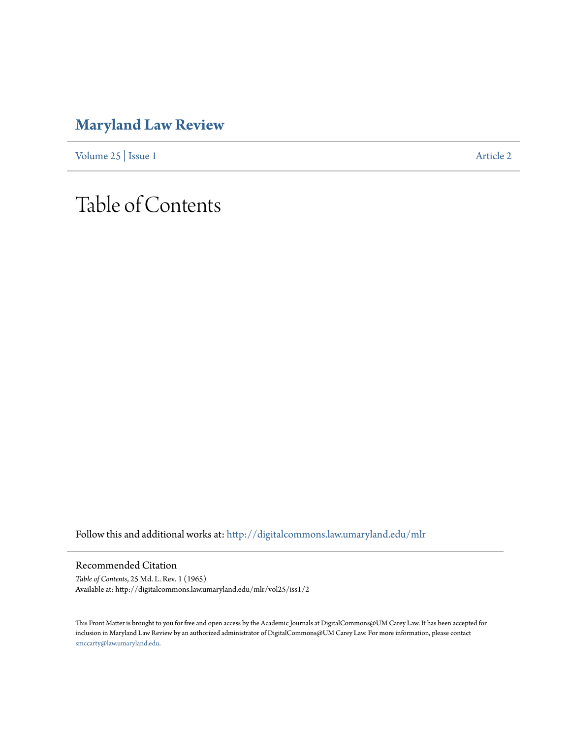# Maryland Law Review

Volume 25 | Issue 1 Article 2

# Table of Contents

Follow this and additional works at: http://digitalcommons.law.umaryland.edu/mlr

## Recommended Citation

*Table of Contents*, 25 Md. L. Rev. 1 (1965)
Available at: http://digitalcommons.law.umaryland.edu/mlr/vol25/iss1/2

This Front Matter is brought to you for free and open access by the Academic Journals at DigitalCommons@UM Carey Law. It has been accepted for inclusion in Maryland Law Review by an authorized administrator of DigitalCommons@UM Carey Law. For more information, please contact smccarty@law.umaryland.edu.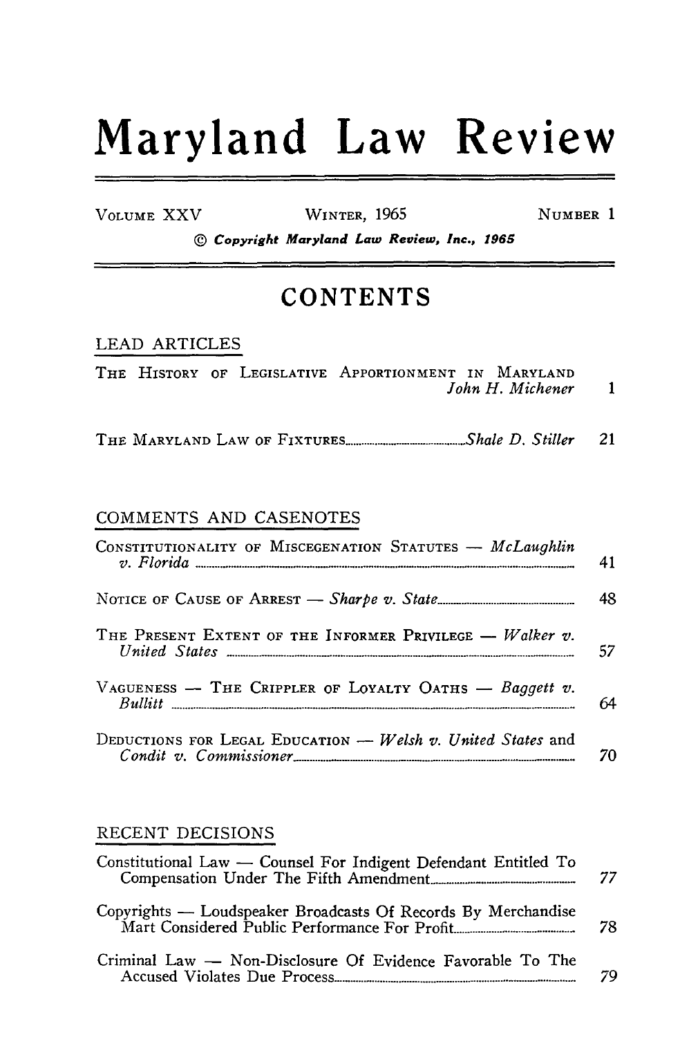# Maryland Law Review

VOLUME XXV WINTER, 1965 NUMBER 1

© *Copyright Maryland Law Review, Inc., 1965*

## CONTENTS

### LEAD ARTICLES

THE HISTORY OF LEGISLATIVE APPORTIONMENT IN MARYLAND *John H. Michener* 1

THE MARYLAND LAW OF FIXTURES *Shale D. Stiller* 21

### COMMENTS AND CASENOTES

CONSTITUTIONALITY OF MISCEGENATION STATUTES — *McLaughlin v. Florida* 41

NOTICE OF CAUSE OF ARREST — *Sharpe v. State* 48

THE PRESENT EXTENT OF THE INFORMER PRIVILEGE — *Walker v. United States* 57

VAGUENESS — THE CRIPPLER OF LOYALTY OATHS — *Baggett v. Bullitt* 64

DEDUCTIONS FOR LEGAL EDUCATION — *Welsh v. United States* and *Condit v. Commissioner* 70

### RECENT DECISIONS

Constitutional Law — Counsel For Indigent Defendant Entitled To Compensation Under The Fifth Amendment 77

Copyrights — Loudspeaker Broadcasts Of Records By Merchandise Mart Considered Public Performance For Profit 78

Criminal Law — Non-Disclosure Of Evidence Favorable To The Accused Violates Due Process 79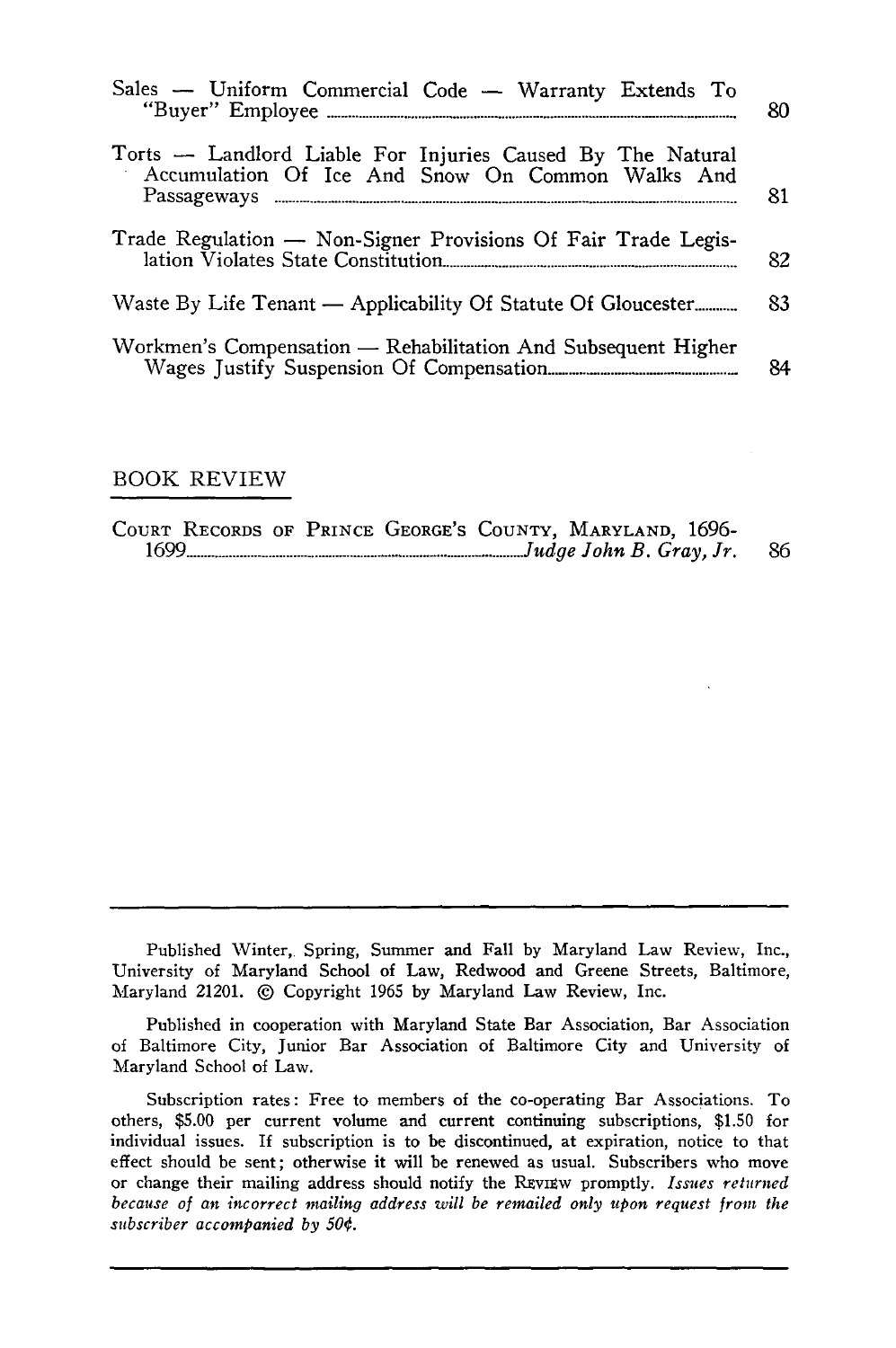Sales — Uniform Commercial Code — Warranty Extends To "Buyer" Employee ........ 80

Torts — Landlord Liable For Injuries Caused By The Natural Accumulation Of Ice And Snow On Common Walks And Passageways ........ 81

Trade Regulation — Non-Signer Provisions Of Fair Trade Legislation Violates State Constitution ........ 82

Waste By Life Tenant — Applicability Of Statute Of Gloucester ........ 83

Workmen's Compensation — Rehabilitation And Subsequent Higher Wages Justify Suspension Of Compensation ........ 84

## BOOK REVIEW

COURT RECORDS OF PRINCE GEORGE'S COUNTY, MARYLAND, 1696-1699 ........ *Judge John B. Gray, Jr.* 86

---

Published Winter, Spring, Summer and Fall by Maryland Law Review, Inc., University of Maryland School of Law, Redwood and Greene Streets, Baltimore, Maryland 21201. © Copyright 1965 by Maryland Law Review, Inc.

Published in cooperation with Maryland State Bar Association, Bar Association of Baltimore City, Junior Bar Association of Baltimore City and University of Maryland School of Law.

Subscription rates: Free to members of the co-operating Bar Associations. To others, $5.00 per current volume and current continuing subscriptions, $1.50 for individual issues. If subscription is to be discontinued, at expiration, notice to that effect should be sent; otherwise it will be renewed as usual. Subscribers who move or change their mailing address should notify the REVIEW promptly. *Issues returned because of an incorrect mailing address will be remailed only upon request from the subscriber accompanied by 50¢.*